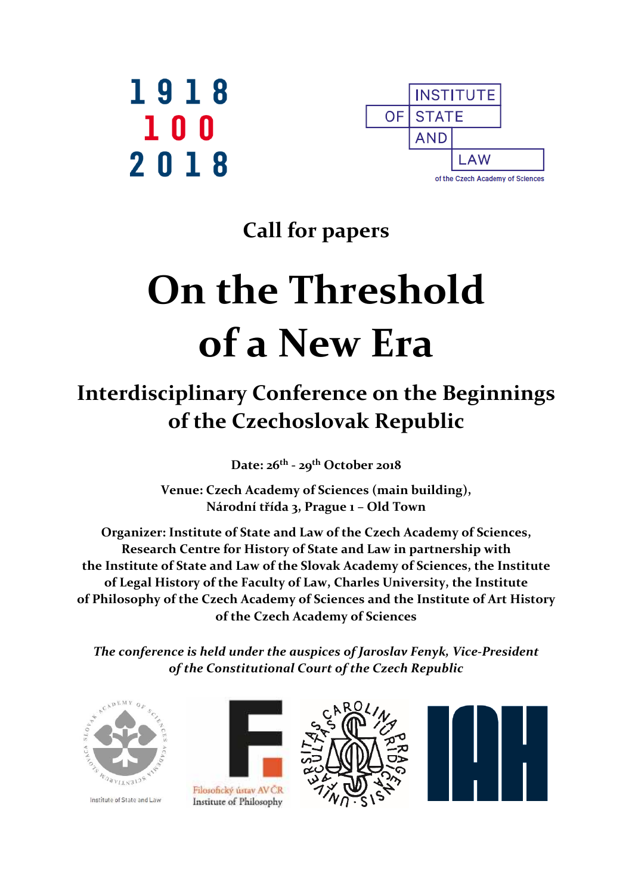1918
100
2018

INSTITUTE OF STATE AND LAW
of the Czech Academy of Sciences

## Call for papers

# On the Threshold of a New Era

## Interdisciplinary Conference on the Beginnings of the Czechoslovak Republic

**Date: 26th - 29th October 2018**

**Venue: Czech Academy of Sciences (main building), Národní třída 3, Prague 1 – Old Town**

**Organizer: Institute of State and Law of the Czech Academy of Sciences, Research Centre for History of State and Law in partnership with the Institute of State and Law of the Slovak Academy of Sciences, the Institute of Legal History of the Faculty of Law, Charles University, the Institute of Philosophy of the Czech Academy of Sciences and the Institute of Art History of the Czech Academy of Sciences**

***The conference is held under the auspices of Jaroslav Fenyk, Vice-President of the Constitutional Court of the Czech Republic***

Institute of State and Law

Filosofický ústav AV ČR
Institute of Philosophy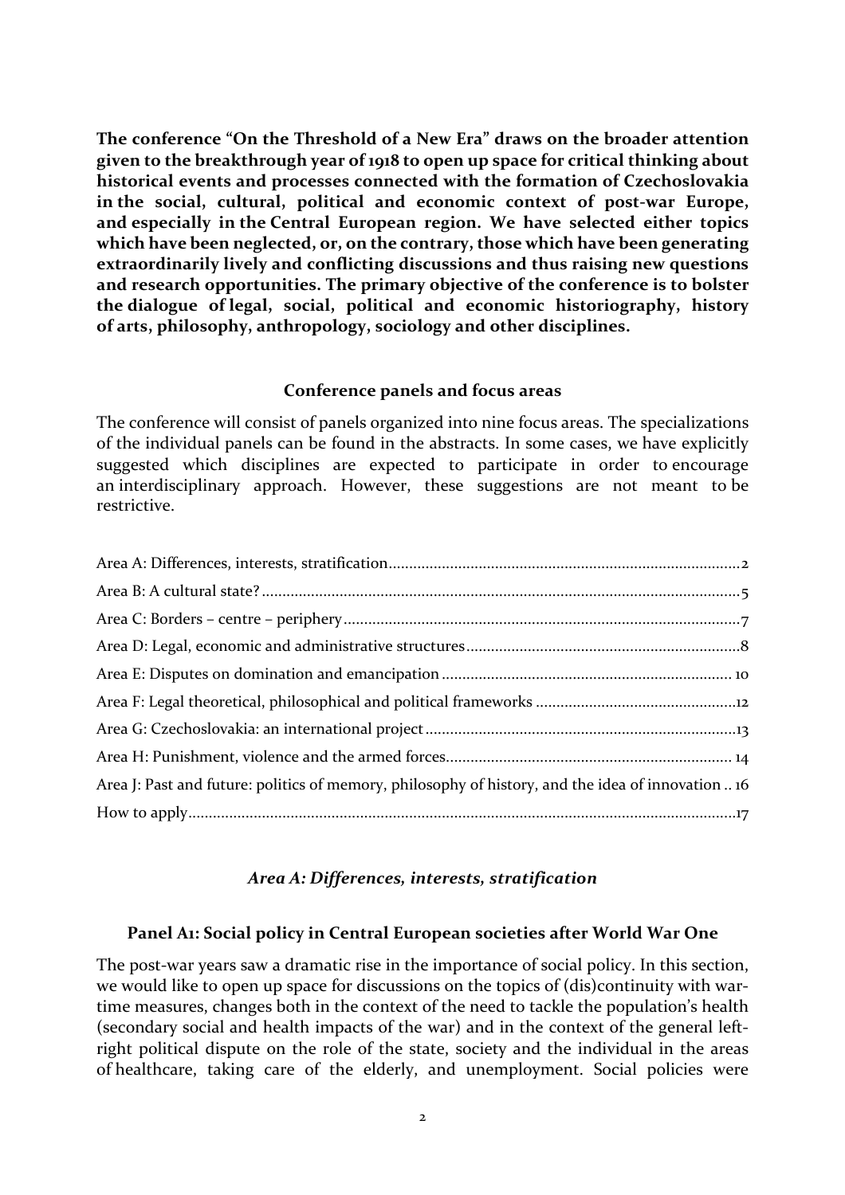**The conference "On the Threshold of a New Era" draws on the broader attention given to the breakthrough year of 1918 to open up space for critical thinking about historical events and processes connected with the formation of Czechoslovakia in the social, cultural, political and economic context of post-war Europe, and especially in the Central European region. We have selected either topics which have been neglected, or, on the contrary, those which have been generating extraordinarily lively and conflicting discussions and thus raising new questions and research opportunities. The primary objective of the conference is to bolster the dialogue of legal, social, political and economic historiography, history of arts, philosophy, anthropology, sociology and other disciplines.**

## Conference panels and focus areas

The conference will consist of panels organized into nine focus areas. The specializations of the individual panels can be found in the abstracts. In some cases, we have explicitly suggested which disciplines are expected to participate in order to encourage an interdisciplinary approach. However, these suggestions are not meant to be restrictive.

- Area A: Differences, interests, stratification ..... 2
- Area B: A cultural state? ..... 5
- Area C: Borders – centre – periphery ..... 7
- Area D: Legal, economic and administrative structures ..... 8
- Area E: Disputes on domination and emancipation ..... 10
- Area F: Legal theoretical, philosophical and political frameworks ..... 12
- Area G: Czechoslovakia: an international project ..... 13
- Area H: Punishment, violence and the armed forces ..... 14
- Area J: Past and future: politics of memory, philosophy of history, and the idea of innovation ..... 16
- How to apply ..... 17

## *Area A: Differences, interests, stratification*

### Panel A1: Social policy in Central European societies after World War One

The post-war years saw a dramatic rise in the importance of social policy. In this section, we would like to open up space for discussions on the topics of (dis)continuity with war-time measures, changes both in the context of the need to tackle the population's health (secondary social and health impacts of the war) and in the context of the general left-right political dispute on the role of the state, society and the individual in the areas of healthcare, taking care of the elderly, and unemployment. Social policies were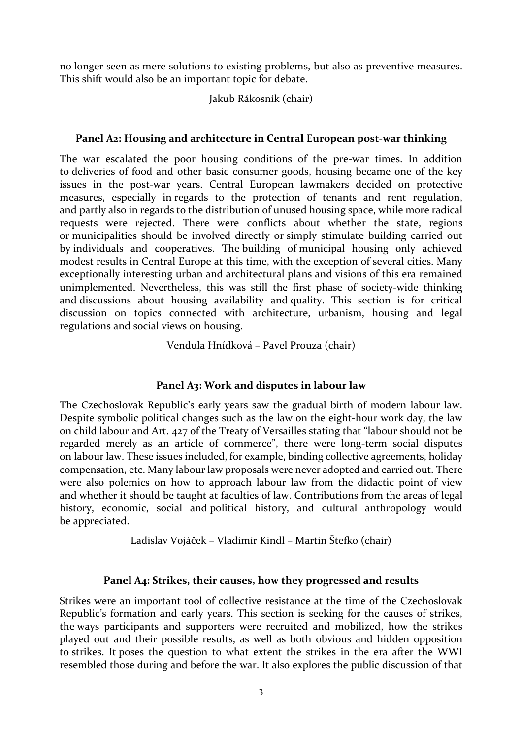no longer seen as mere solutions to existing problems, but also as preventive measures. This shift would also be an important topic for debate.

Jakub Rákosník (chair)

### Panel A2: Housing and architecture in Central European post-war thinking

The war escalated the poor housing conditions of the pre-war times. In addition to deliveries of food and other basic consumer goods, housing became one of the key issues in the post-war years. Central European lawmakers decided on protective measures, especially in regards to the protection of tenants and rent regulation, and partly also in regards to the distribution of unused housing space, while more radical requests were rejected. There were conflicts about whether the state, regions or municipalities should be involved directly or simply stimulate building carried out by individuals and cooperatives. The building of municipal housing only achieved modest results in Central Europe at this time, with the exception of several cities. Many exceptionally interesting urban and architectural plans and visions of this era remained unimplemented. Nevertheless, this was still the first phase of society-wide thinking and discussions about housing availability and quality. This section is for critical discussion on topics connected with architecture, urbanism, housing and legal regulations and social views on housing.

Vendula Hnídková – Pavel Prouza (chair)

### Panel A3: Work and disputes in labour law

The Czechoslovak Republic's early years saw the gradual birth of modern labour law. Despite symbolic political changes such as the law on the eight-hour work day, the law on child labour and Art. 427 of the Treaty of Versailles stating that "labour should not be regarded merely as an article of commerce", there were long-term social disputes on labour law. These issues included, for example, binding collective agreements, holiday compensation, etc. Many labour law proposals were never adopted and carried out. There were also polemics on how to approach labour law from the didactic point of view and whether it should be taught at faculties of law. Contributions from the areas of legal history, economic, social and political history, and cultural anthropology would be appreciated.

Ladislav Vojáček – Vladimír Kindl – Martin Štefko (chair)

### Panel A4: Strikes, their causes, how they progressed and results

Strikes were an important tool of collective resistance at the time of the Czechoslovak Republic's formation and early years. This section is seeking for the causes of strikes, the ways participants and supporters were recruited and mobilized, how the strikes played out and their possible results, as well as both obvious and hidden opposition to strikes. It poses the question to what extent the strikes in the era after the WWI resembled those during and before the war. It also explores the public discussion of that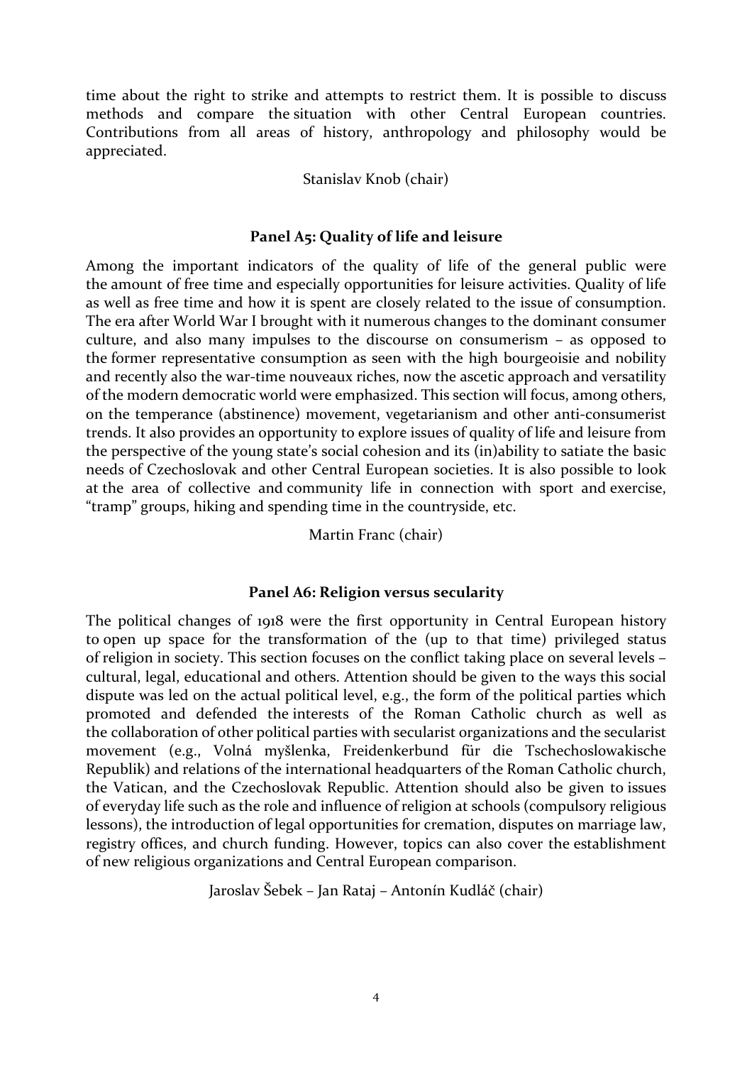time about the right to strike and attempts to restrict them. It is possible to discuss methods and compare the situation with other Central European countries. Contributions from all areas of history, anthropology and philosophy would be appreciated.

Stanislav Knob (chair)

### Panel A5: Quality of life and leisure

Among the important indicators of the quality of life of the general public were the amount of free time and especially opportunities for leisure activities. Quality of life as well as free time and how it is spent are closely related to the issue of consumption. The era after World War I brought with it numerous changes to the dominant consumer culture, and also many impulses to the discourse on consumerism – as opposed to the former representative consumption as seen with the high bourgeoisie and nobility and recently also the war-time nouveaux riches, now the ascetic approach and versatility of the modern democratic world were emphasized. This section will focus, among others, on the temperance (abstinence) movement, vegetarianism and other anti-consumerist trends. It also provides an opportunity to explore issues of quality of life and leisure from the perspective of the young state's social cohesion and its (in)ability to satiate the basic needs of Czechoslovak and other Central European societies. It is also possible to look at the area of collective and community life in connection with sport and exercise, "tramp" groups, hiking and spending time in the countryside, etc.

Martin Franc (chair)

### Panel A6: Religion versus secularity

The political changes of 1918 were the first opportunity in Central European history to open up space for the transformation of the (up to that time) privileged status of religion in society. This section focuses on the conflict taking place on several levels – cultural, legal, educational and others. Attention should be given to the ways this social dispute was led on the actual political level, e.g., the form of the political parties which promoted and defended the interests of the Roman Catholic church as well as the collaboration of other political parties with secularist organizations and the secularist movement (e.g., Volná myšlenka, Freidenkerbund für die Tschechoslowakische Republik) and relations of the international headquarters of the Roman Catholic church, the Vatican, and the Czechoslovak Republic. Attention should also be given to issues of everyday life such as the role and influence of religion at schools (compulsory religious lessons), the introduction of legal opportunities for cremation, disputes on marriage law, registry offices, and church funding. However, topics can also cover the establishment of new religious organizations and Central European comparison.

Jaroslav Šebek – Jan Rataj – Antonín Kudláč (chair)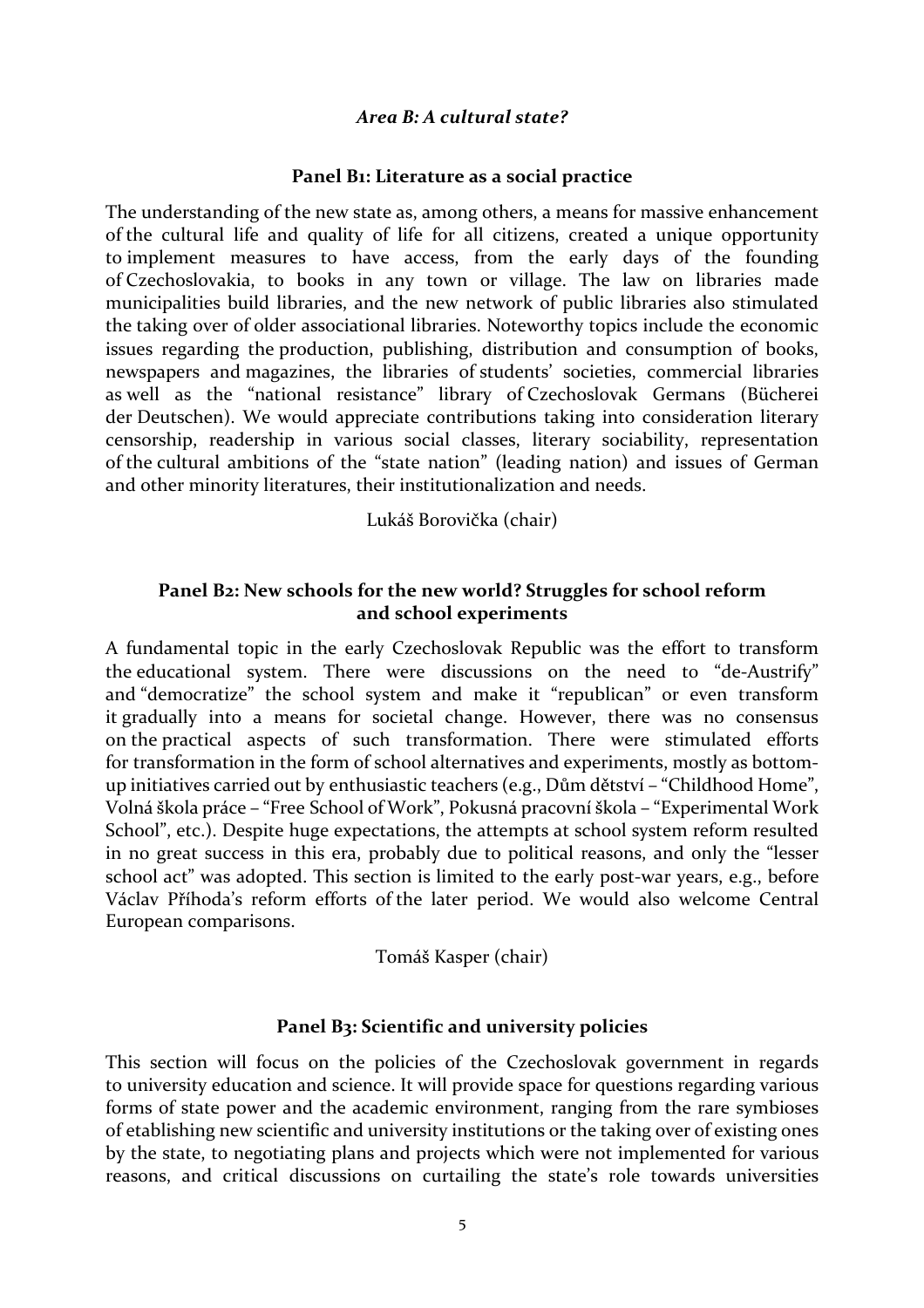### *Area B: A cultural state?*

#### Panel B1: Literature as a social practice

The understanding of the new state as, among others, a means for massive enhancement of the cultural life and quality of life for all citizens, created a unique opportunity to implement measures to have access, from the early days of the founding of Czechoslovakia, to books in any town or village. The law on libraries made municipalities build libraries, and the new network of public libraries also stimulated the taking over of older associational libraries. Noteworthy topics include the economic issues regarding the production, publishing, distribution and consumption of books, newspapers and magazines, the libraries of students' societies, commercial libraries as well as the "national resistance" library of Czechoslovak Germans (Bücherei der Deutschen). We would appreciate contributions taking into consideration literary censorship, readership in various social classes, literary sociability, representation of the cultural ambitions of the "state nation" (leading nation) and issues of German and other minority literatures, their institutionalization and needs.

Lukáš Borovička (chair)

#### Panel B2: New schools for the new world? Struggles for school reform and school experiments

A fundamental topic in the early Czechoslovak Republic was the effort to transform the educational system. There were discussions on the need to "de-Austrify" and "democratize" the school system and make it "republican" or even transform it gradually into a means for societal change. However, there was no consensus on the practical aspects of such transformation. There were stimulated efforts for transformation in the form of school alternatives and experiments, mostly as bottom-up initiatives carried out by enthusiastic teachers (e.g., Dům dětství – "Childhood Home", Volná škola práce – "Free School of Work", Pokusná pracovní škola – "Experimental Work School", etc.). Despite huge expectations, the attempts at school system reform resulted in no great success in this era, probably due to political reasons, and only the "lesser school act" was adopted. This section is limited to the early post-war years, e.g., before Václav Příhoda's reform efforts of the later period. We would also welcome Central European comparisons.

Tomáš Kasper (chair)

#### Panel B3: Scientific and university policies

This section will focus on the policies of the Czechoslovak government in regards to university education and science. It will provide space for questions regarding various forms of state power and the academic environment, ranging from the rare symbioses of etablishing new scientific and university institutions or the taking over of existing ones by the state, to negotiating plans and projects which were not implemented for various reasons, and critical discussions on curtailing the state's role towards universities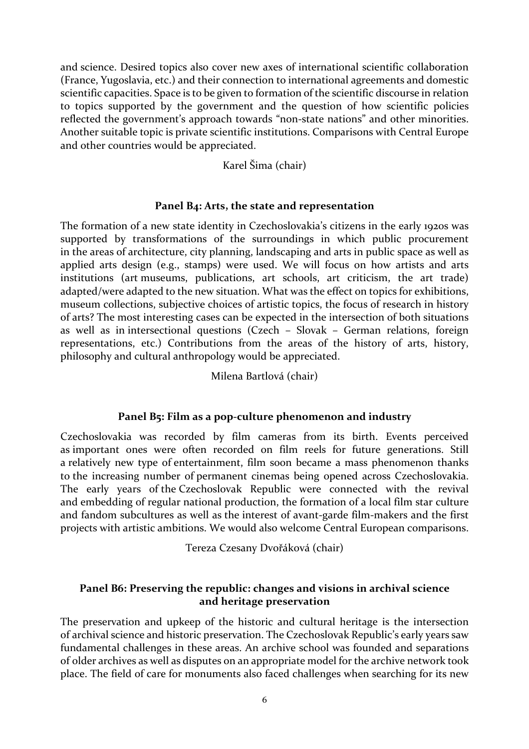and science. Desired topics also cover new axes of international scientific collaboration (France, Yugoslavia, etc.) and their connection to international agreements and domestic scientific capacities. Space is to be given to formation of the scientific discourse in relation to topics supported by the government and the question of how scientific policies reflected the government's approach towards "non-state nations" and other minorities. Another suitable topic is private scientific institutions. Comparisons with Central Europe and other countries would be appreciated.

Karel Šima (chair)

### Panel B4: Arts, the state and representation

The formation of a new state identity in Czechoslovakia's citizens in the early 1920s was supported by transformations of the surroundings in which public procurement in the areas of architecture, city planning, landscaping and arts in public space as well as applied arts design (e.g., stamps) were used. We will focus on how artists and arts institutions (art museums, publications, art schools, art criticism, the art trade) adapted/were adapted to the new situation. What was the effect on topics for exhibitions, museum collections, subjective choices of artistic topics, the focus of research in history of arts? The most interesting cases can be expected in the intersection of both situations as well as in intersectional questions (Czech – Slovak – German relations, foreign representations, etc.) Contributions from the areas of the history of arts, history, philosophy and cultural anthropology would be appreciated.

Milena Bartlová (chair)

### Panel B5: Film as a pop-culture phenomenon and industry

Czechoslovakia was recorded by film cameras from its birth. Events perceived as important ones were often recorded on film reels for future generations. Still a relatively new type of entertainment, film soon became a mass phenomenon thanks to the increasing number of permanent cinemas being opened across Czechoslovakia. The early years of the Czechoslovak Republic were connected with the revival and embedding of regular national production, the formation of a local film star culture and fandom subcultures as well as the interest of avant-garde film-makers and the first projects with artistic ambitions. We would also welcome Central European comparisons.

Tereza Czesany Dvořáková (chair)

### Panel B6: Preserving the republic: changes and visions in archival science and heritage preservation

The preservation and upkeep of the historic and cultural heritage is the intersection of archival science and historic preservation. The Czechoslovak Republic's early years saw fundamental challenges in these areas. An archive school was founded and separations of older archives as well as disputes on an appropriate model for the archive network took place. The field of care for monuments also faced challenges when searching for its new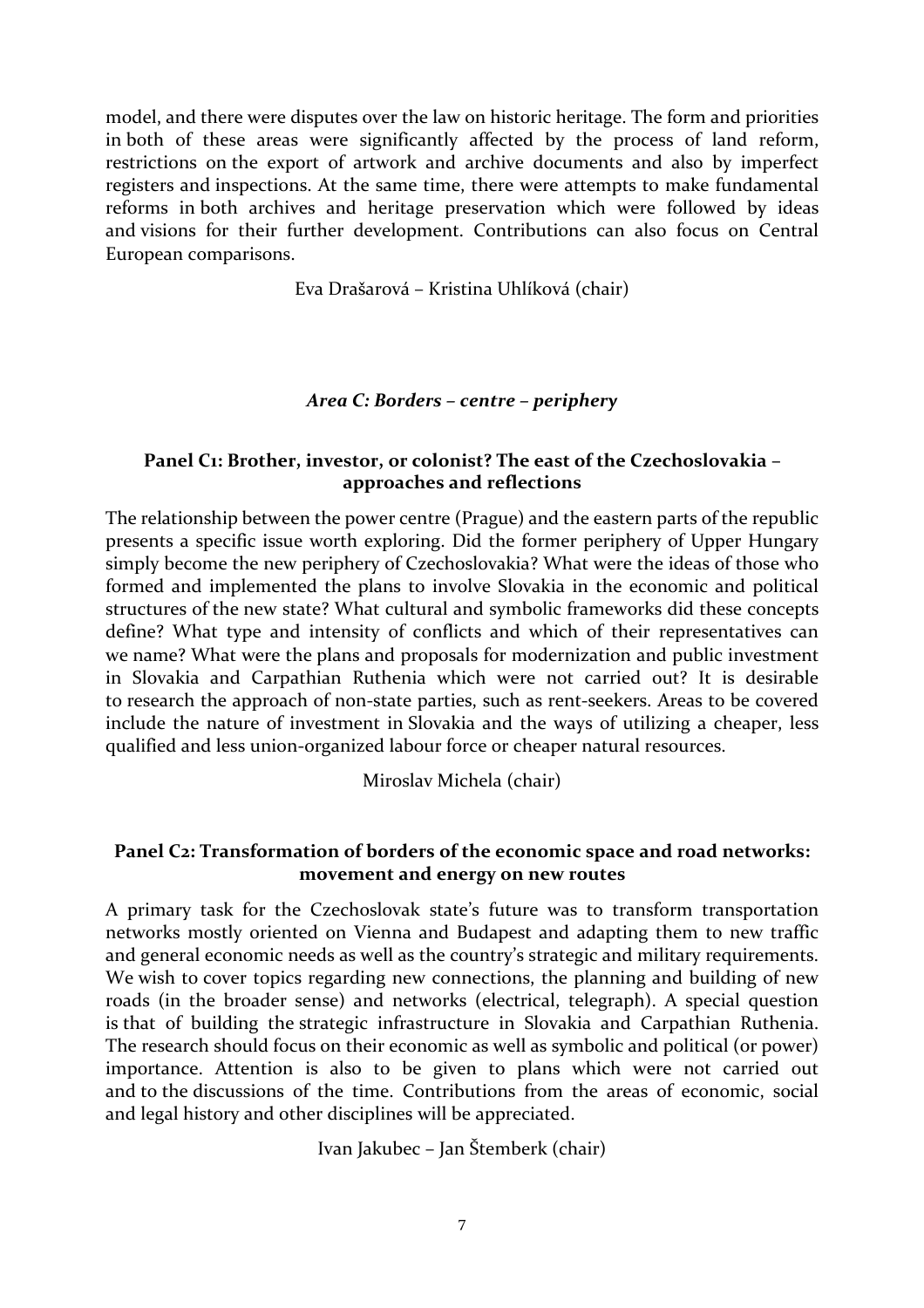model, and there were disputes over the law on historic heritage. The form and priorities in both of these areas were significantly affected by the process of land reform, restrictions on the export of artwork and archive documents and also by imperfect registers and inspections. At the same time, there were attempts to make fundamental reforms in both archives and heritage preservation which were followed by ideas and visions for their further development. Contributions can also focus on Central European comparisons.

Eva Drašarová – Kristina Uhlíková (chair)

## *Area C: Borders – centre – periphery*

### Panel C1: Brother, investor, or colonist? The east of the Czechoslovakia – approaches and reflections

The relationship between the power centre (Prague) and the eastern parts of the republic presents a specific issue worth exploring. Did the former periphery of Upper Hungary simply become the new periphery of Czechoslovakia? What were the ideas of those who formed and implemented the plans to involve Slovakia in the economic and political structures of the new state? What cultural and symbolic frameworks did these concepts define? What type and intensity of conflicts and which of their representatives can we name? What were the plans and proposals for modernization and public investment in Slovakia and Carpathian Ruthenia which were not carried out? It is desirable to research the approach of non-state parties, such as rent-seekers. Areas to be covered include the nature of investment in Slovakia and the ways of utilizing a cheaper, less qualified and less union-organized labour force or cheaper natural resources.

Miroslav Michela (chair)

### Panel C2: Transformation of borders of the economic space and road networks: movement and energy on new routes

A primary task for the Czechoslovak state's future was to transform transportation networks mostly oriented on Vienna and Budapest and adapting them to new traffic and general economic needs as well as the country's strategic and military requirements. We wish to cover topics regarding new connections, the planning and building of new roads (in the broader sense) and networks (electrical, telegraph). A special question is that of building the strategic infrastructure in Slovakia and Carpathian Ruthenia. The research should focus on their economic as well as symbolic and political (or power) importance. Attention is also to be given to plans which were not carried out and to the discussions of the time. Contributions from the areas of economic, social and legal history and other disciplines will be appreciated.

Ivan Jakubec – Jan Štemberk (chair)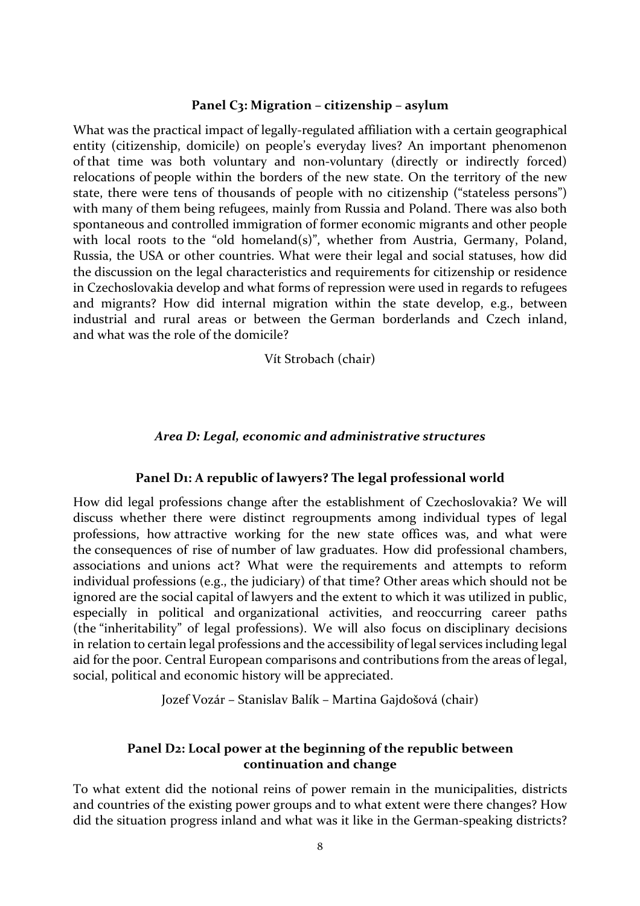### Panel C3: Migration – citizenship – asylum

What was the practical impact of legally-regulated affiliation with a certain geographical entity (citizenship, domicile) on people's everyday lives? An important phenomenon of that time was both voluntary and non-voluntary (directly or indirectly forced) relocations of people within the borders of the new state. On the territory of the new state, there were tens of thousands of people with no citizenship ("stateless persons") with many of them being refugees, mainly from Russia and Poland. There was also both spontaneous and controlled immigration of former economic migrants and other people with local roots to the "old homeland(s)", whether from Austria, Germany, Poland, Russia, the USA or other countries. What were their legal and social statuses, how did the discussion on the legal characteristics and requirements for citizenship or residence in Czechoslovakia develop and what forms of repression were used in regards to refugees and migrants? How did internal migration within the state develop, e.g., between industrial and rural areas or between the German borderlands and Czech inland, and what was the role of the domicile?

Vít Strobach (chair)

## *Area D: Legal, economic and administrative structures*

### Panel D1: A republic of lawyers? The legal professional world

How did legal professions change after the establishment of Czechoslovakia? We will discuss whether there were distinct regroupments among individual types of legal professions, how attractive working for the new state offices was, and what were the consequences of rise of number of law graduates. How did professional chambers, associations and unions act? What were the requirements and attempts to reform individual professions (e.g., the judiciary) of that time? Other areas which should not be ignored are the social capital of lawyers and the extent to which it was utilized in public, especially in political and organizational activities, and reoccurring career paths (the "inheritability" of legal professions). We will also focus on disciplinary decisions in relation to certain legal professions and the accessibility of legal services including legal aid for the poor. Central European comparisons and contributions from the areas of legal, social, political and economic history will be appreciated.

Jozef Vozár – Stanislav Balík – Martina Gajdošová (chair)

### Panel D2: Local power at the beginning of the republic between continuation and change

To what extent did the notional reins of power remain in the municipalities, districts and countries of the existing power groups and to what extent were there changes? How did the situation progress inland and what was it like in the German-speaking districts?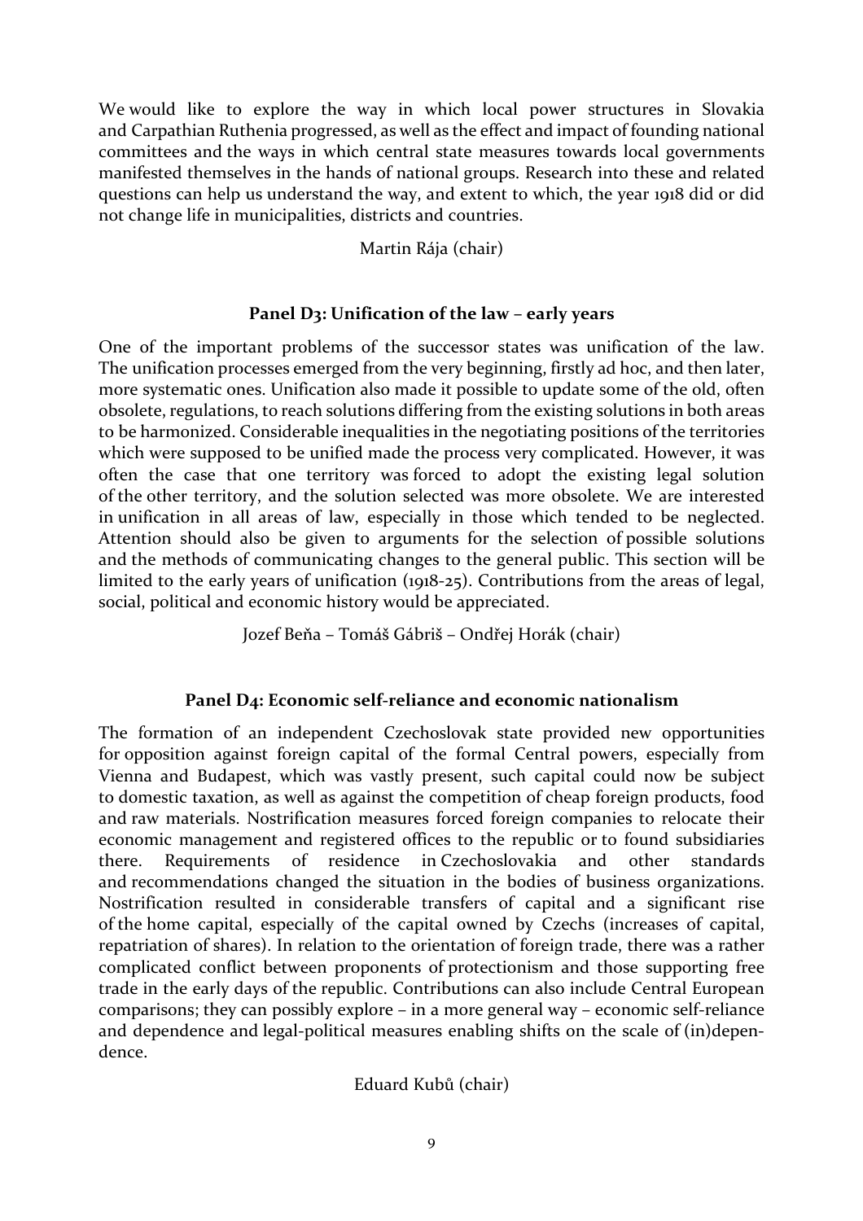We would like to explore the way in which local power structures in Slovakia and Carpathian Ruthenia progressed, as well as the effect and impact of founding national committees and the ways in which central state measures towards local governments manifested themselves in the hands of national groups. Research into these and related questions can help us understand the way, and extent to which, the year 1918 did or did not change life in municipalities, districts and countries.

Martin Rája (chair)

### Panel D3: Unification of the law – early years

One of the important problems of the successor states was unification of the law. The unification processes emerged from the very beginning, firstly ad hoc, and then later, more systematic ones. Unification also made it possible to update some of the old, often obsolete, regulations, to reach solutions differing from the existing solutions in both areas to be harmonized. Considerable inequalities in the negotiating positions of the territories which were supposed to be unified made the process very complicated. However, it was often the case that one territory was forced to adopt the existing legal solution of the other territory, and the solution selected was more obsolete. We are interested in unification in all areas of law, especially in those which tended to be neglected. Attention should also be given to arguments for the selection of possible solutions and the methods of communicating changes to the general public. This section will be limited to the early years of unification (1918-25). Contributions from the areas of legal, social, political and economic history would be appreciated.

Jozef Beňa – Tomáš Gábriš – Ondřej Horák (chair)

### Panel D4: Economic self-reliance and economic nationalism

The formation of an independent Czechoslovak state provided new opportunities for opposition against foreign capital of the formal Central powers, especially from Vienna and Budapest, which was vastly present, such capital could now be subject to domestic taxation, as well as against the competition of cheap foreign products, food and raw materials. Nostrification measures forced foreign companies to relocate their economic management and registered offices to the republic or to found subsidiaries there. Requirements of residence in Czechoslovakia and other standards and recommendations changed the situation in the bodies of business organizations. Nostrification resulted in considerable transfers of capital and a significant rise of the home capital, especially of the capital owned by Czechs (increases of capital, repatriation of shares). In relation to the orientation of foreign trade, there was a rather complicated conflict between proponents of protectionism and those supporting free trade in the early days of the republic. Contributions can also include Central European comparisons; they can possibly explore – in a more general way – economic self-reliance and dependence and legal-political measures enabling shifts on the scale of (in)dependence.

Eduard Kubů (chair)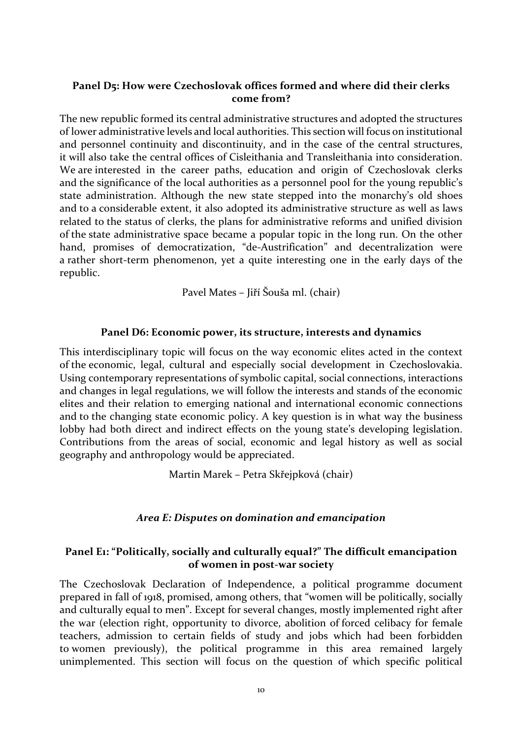### Panel D5: How were Czechoslovak offices formed and where did their clerks come from?

The new republic formed its central administrative structures and adopted the structures of lower administrative levels and local authorities. This section will focus on institutional and personnel continuity and discontinuity, and in the case of the central structures, it will also take the central offices of Cisleithania and Transleithania into consideration. We are interested in the career paths, education and origin of Czechoslovak clerks and the significance of the local authorities as a personnel pool for the young republic's state administration. Although the new state stepped into the monarchy's old shoes and to a considerable extent, it also adopted its administrative structure as well as laws related to the status of clerks, the plans for administrative reforms and unified division of the state administrative space became a popular topic in the long run. On the other hand, promises of democratization, "de-Austrification" and decentralization were a rather short-term phenomenon, yet a quite interesting one in the early days of the republic.

Pavel Mates – Jiří Šouša ml. (chair)

### Panel D6: Economic power, its structure, interests and dynamics

This interdisciplinary topic will focus on the way economic elites acted in the context of the economic, legal, cultural and especially social development in Czechoslovakia. Using contemporary representations of symbolic capital, social connections, interactions and changes in legal regulations, we will follow the interests and stands of the economic elites and their relation to emerging national and international economic connections and to the changing state economic policy. A key question is in what way the business lobby had both direct and indirect effects on the young state's developing legislation. Contributions from the areas of social, economic and legal history as well as social geography and anthropology would be appreciated.

Martin Marek – Petra Skřejpková (chair)

## *Area E: Disputes on domination and emancipation*

### Panel E1: "Politically, socially and culturally equal?" The difficult emancipation of women in post-war society

The Czechoslovak Declaration of Independence, a political programme document prepared in fall of 1918, promised, among others, that "women will be politically, socially and culturally equal to men". Except for several changes, mostly implemented right after the war (election right, opportunity to divorce, abolition of forced celibacy for female teachers, admission to certain fields of study and jobs which had been forbidden to women previously), the political programme in this area remained largely unimplemented. This section will focus on the question of which specific political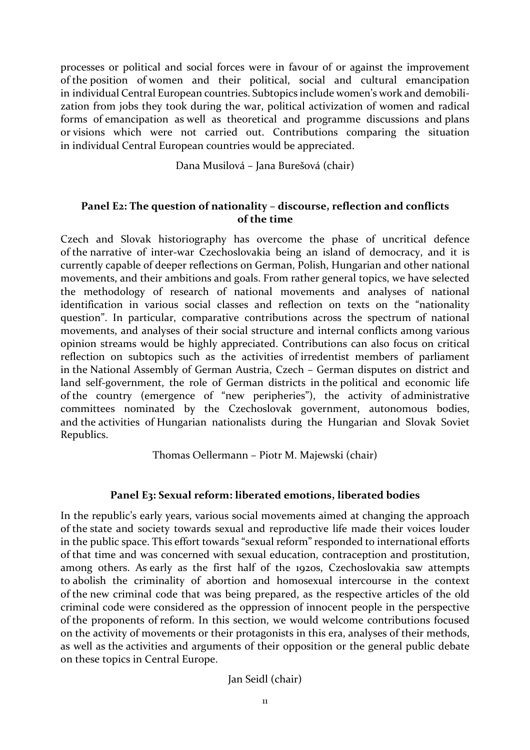processes or political and social forces were in favour of or against the improvement of the position of women and their political, social and cultural emancipation in individual Central European countries. Subtopics include women's work and demobilization from jobs they took during the war, political activization of women and radical forms of emancipation as well as theoretical and programme discussions and plans or visions which were not carried out. Contributions comparing the situation in individual Central European countries would be appreciated.

Dana Musilová – Jana Burešová (chair)

### Panel E2: The question of nationality – discourse, reflection and conflicts of the time

Czech and Slovak historiography has overcome the phase of uncritical defence of the narrative of inter-war Czechoslovakia being an island of democracy, and it is currently capable of deeper reflections on German, Polish, Hungarian and other national movements, and their ambitions and goals. From rather general topics, we have selected the methodology of research of national movements and analyses of national identification in various social classes and reflection on texts on the "nationality question". In particular, comparative contributions across the spectrum of national movements, and analyses of their social structure and internal conflicts among various opinion streams would be highly appreciated. Contributions can also focus on critical reflection on subtopics such as the activities of irredentist members of parliament in the National Assembly of German Austria, Czech – German disputes on district and land self-government, the role of German districts in the political and economic life of the country (emergence of "new peripheries"), the activity of administrative committees nominated by the Czechoslovak government, autonomous bodies, and the activities of Hungarian nationalists during the Hungarian and Slovak Soviet Republics.

Thomas Oellermann – Piotr M. Majewski (chair)

### Panel E3: Sexual reform: liberated emotions, liberated bodies

In the republic's early years, various social movements aimed at changing the approach of the state and society towards sexual and reproductive life made their voices louder in the public space. This effort towards "sexual reform" responded to international efforts of that time and was concerned with sexual education, contraception and prostitution, among others. As early as the first half of the 1920s, Czechoslovakia saw attempts to abolish the criminality of abortion and homosexual intercourse in the context of the new criminal code that was being prepared, as the respective articles of the old criminal code were considered as the oppression of innocent people in the perspective of the proponents of reform. In this section, we would welcome contributions focused on the activity of movements or their protagonists in this era, analyses of their methods, as well as the activities and arguments of their opposition or the general public debate on these topics in Central Europe.

Jan Seidl (chair)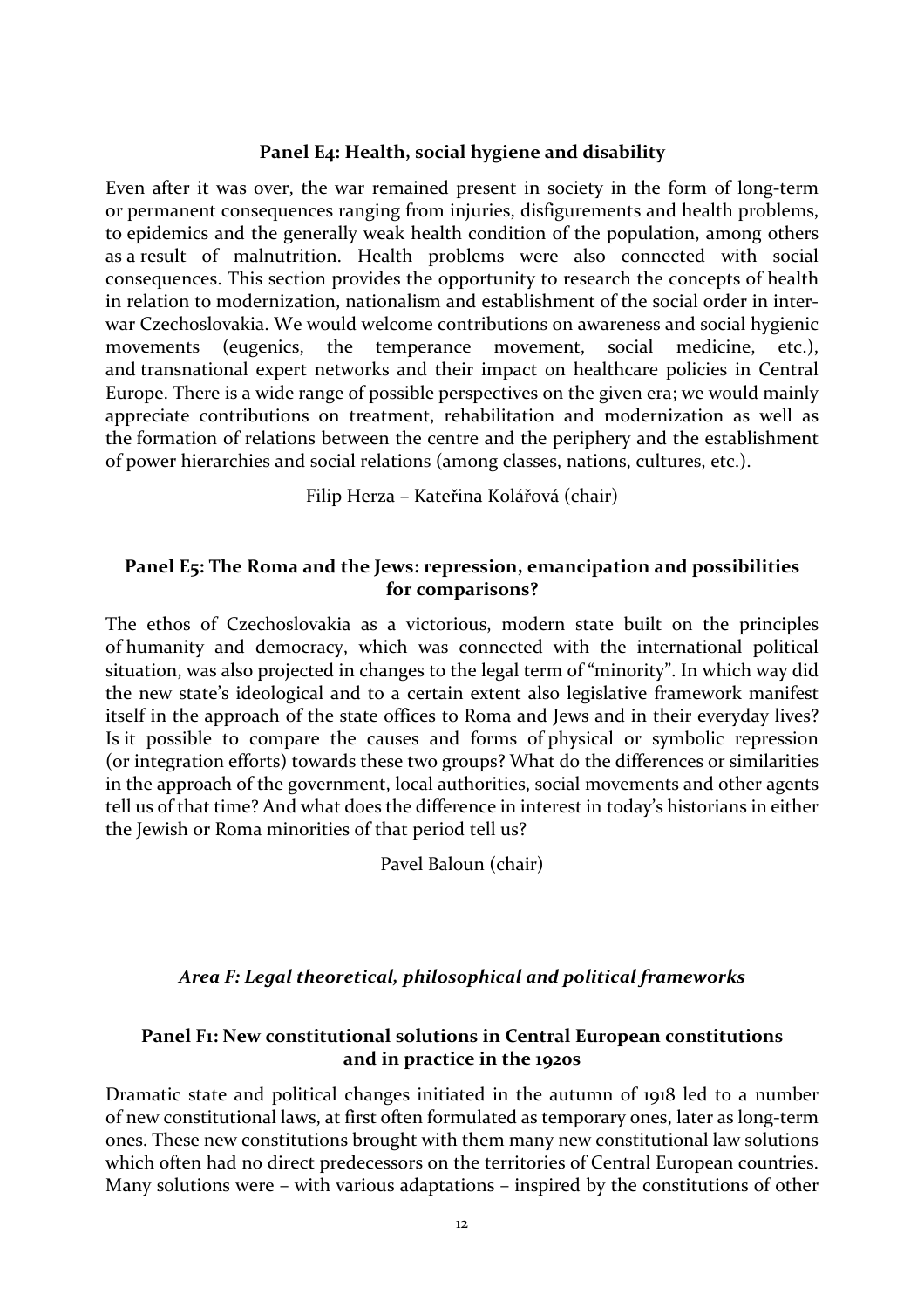### Panel E4: Health, social hygiene and disability

Even after it was over, the war remained present in society in the form of long-term or permanent consequences ranging from injuries, disfigurements and health problems, to epidemics and the generally weak health condition of the population, among others as a result of malnutrition. Health problems were also connected with social consequences. This section provides the opportunity to research the concepts of health in relation to modernization, nationalism and establishment of the social order in inter-war Czechoslovakia. We would welcome contributions on awareness and social hygienic movements (eugenics, the temperance movement, social medicine, etc.), and transnational expert networks and their impact on healthcare policies in Central Europe. There is a wide range of possible perspectives on the given era; we would mainly appreciate contributions on treatment, rehabilitation and modernization as well as the formation of relations between the centre and the periphery and the establishment of power hierarchies and social relations (among classes, nations, cultures, etc.).

Filip Herza – Kateřina Kolářová (chair)

### Panel E5: The Roma and the Jews: repression, emancipation and possibilities for comparisons?

The ethos of Czechoslovakia as a victorious, modern state built on the principles of humanity and democracy, which was connected with the international political situation, was also projected in changes to the legal term of "minority". In which way did the new state's ideological and to a certain extent also legislative framework manifest itself in the approach of the state offices to Roma and Jews and in their everyday lives? Is it possible to compare the causes and forms of physical or symbolic repression (or integration efforts) towards these two groups? What do the differences or similarities in the approach of the government, local authorities, social movements and other agents tell us of that time? And what does the difference in interest in today's historians in either the Jewish or Roma minorities of that period tell us?

Pavel Baloun (chair)

## *Area F: Legal theoretical, philosophical and political frameworks*

### Panel F1: New constitutional solutions in Central European constitutions and in practice in the 1920s

Dramatic state and political changes initiated in the autumn of 1918 led to a number of new constitutional laws, at first often formulated as temporary ones, later as long-term ones. These new constitutions brought with them many new constitutional law solutions which often had no direct predecessors on the territories of Central European countries. Many solutions were – with various adaptations – inspired by the constitutions of other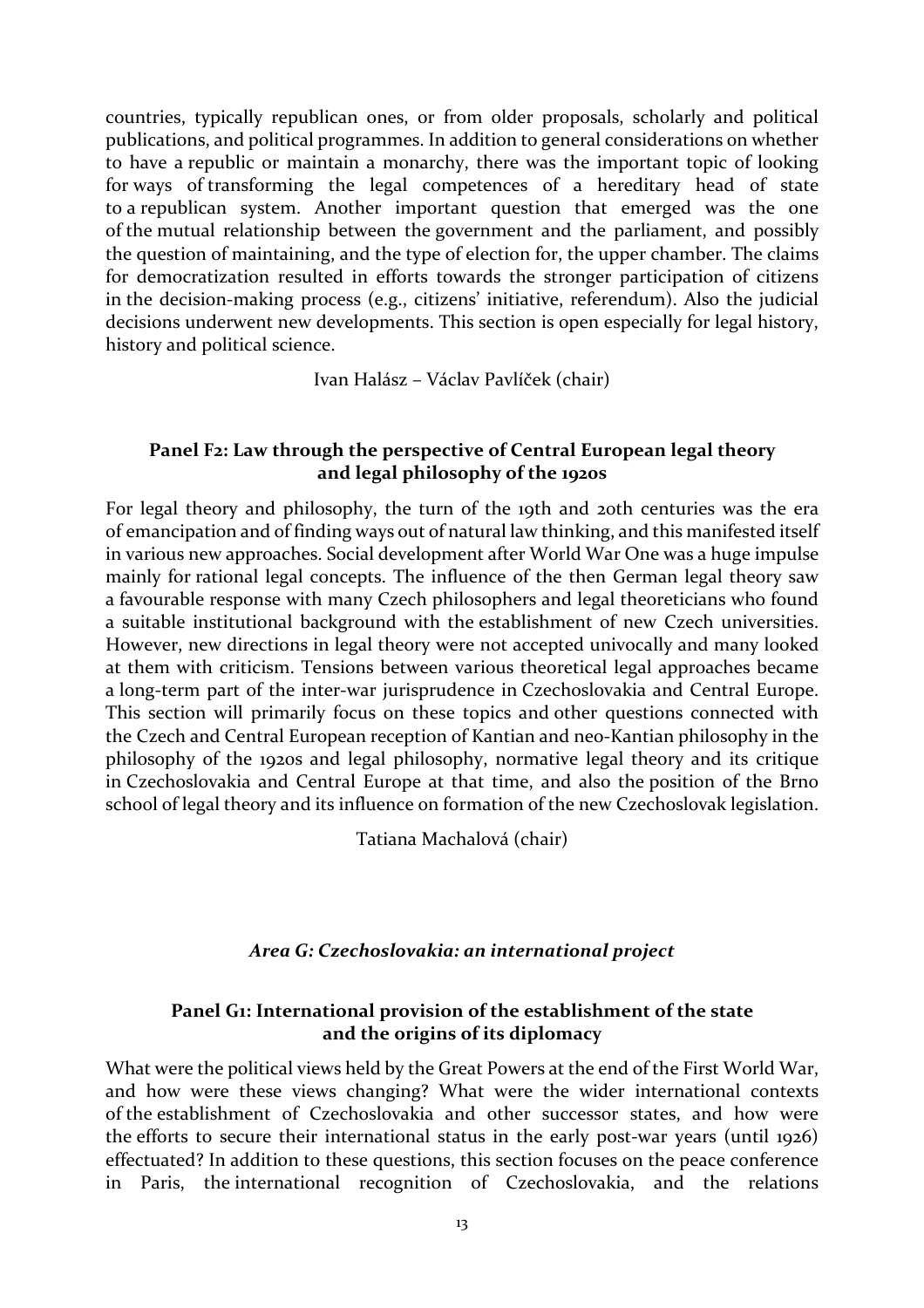countries, typically republican ones, or from older proposals, scholarly and political publications, and political programmes. In addition to general considerations on whether to have a republic or maintain a monarchy, there was the important topic of looking for ways of transforming the legal competences of a hereditary head of state to a republican system. Another important question that emerged was the one of the mutual relationship between the government and the parliament, and possibly the question of maintaining, and the type of election for, the upper chamber. The claims for democratization resulted in efforts towards the stronger participation of citizens in the decision-making process (e.g., citizens' initiative, referendum). Also the judicial decisions underwent new developments. This section is open especially for legal history, history and political science.

Ivan Halász – Václav Pavlíček (chair)

### Panel F2: Law through the perspective of Central European legal theory and legal philosophy of the 1920s

For legal theory and philosophy, the turn of the 19th and 20th centuries was the era of emancipation and of finding ways out of natural law thinking, and this manifested itself in various new approaches. Social development after World War One was a huge impulse mainly for rational legal concepts. The influence of the then German legal theory saw a favourable response with many Czech philosophers and legal theoreticians who found a suitable institutional background with the establishment of new Czech universities. However, new directions in legal theory were not accepted univocally and many looked at them with criticism. Tensions between various theoretical legal approaches became a long-term part of the inter-war jurisprudence in Czechoslovakia and Central Europe. This section will primarily focus on these topics and other questions connected with the Czech and Central European reception of Kantian and neo-Kantian philosophy in the philosophy of the 1920s and legal philosophy, normative legal theory and its critique in Czechoslovakia and Central Europe at that time, and also the position of the Brno school of legal theory and its influence on formation of the new Czechoslovak legislation.

Tatiana Machalová (chair)

## *Area G: Czechoslovakia: an international project*

### Panel G1: International provision of the establishment of the state and the origins of its diplomacy

What were the political views held by the Great Powers at the end of the First World War, and how were these views changing? What were the wider international contexts of the establishment of Czechoslovakia and other successor states, and how were the efforts to secure their international status in the early post-war years (until 1926) effectuated? In addition to these questions, this section focuses on the peace conference in Paris, the international recognition of Czechoslovakia, and the relations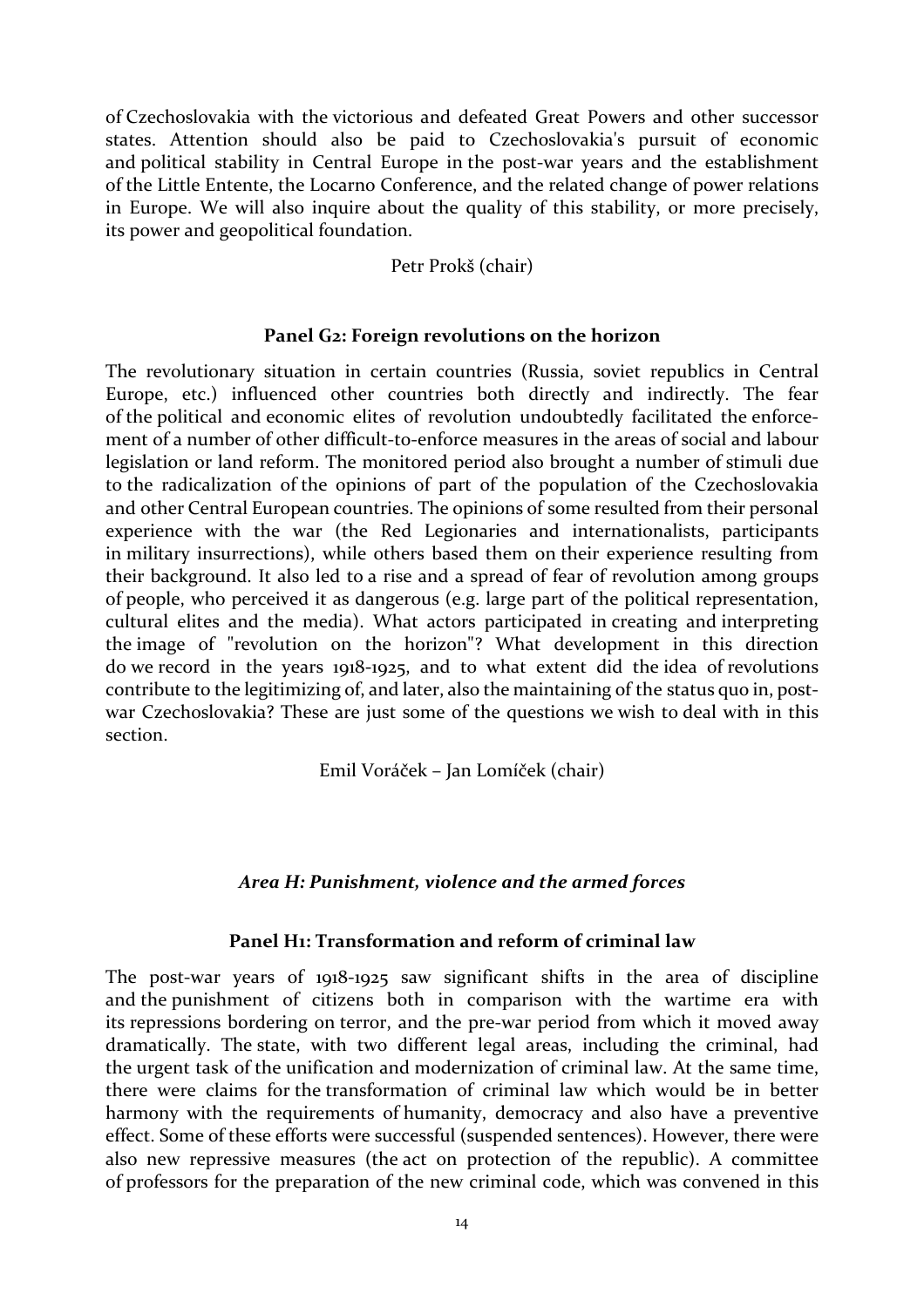of Czechoslovakia with the victorious and defeated Great Powers and other successor states. Attention should also be paid to Czechoslovakia's pursuit of economic and political stability in Central Europe in the post-war years and the establishment of the Little Entente, the Locarno Conference, and the related change of power relations in Europe. We will also inquire about the quality of this stability, or more precisely, its power and geopolitical foundation.

Petr Prokš (chair)

### Panel G2: Foreign revolutions on the horizon

The revolutionary situation in certain countries (Russia, soviet republics in Central Europe, etc.) influenced other countries both directly and indirectly. The fear of the political and economic elites of revolution undoubtedly facilitated the enforcement of a number of other difficult-to-enforce measures in the areas of social and labour legislation or land reform. The monitored period also brought a number of stimuli due to the radicalization of the opinions of part of the population of the Czechoslovakia and other Central European countries. The opinions of some resulted from their personal experience with the war (the Red Legionaries and internationalists, participants in military insurrections), while others based them on their experience resulting from their background. It also led to a rise and a spread of fear of revolution among groups of people, who perceived it as dangerous (e.g. large part of the political representation, cultural elites and the media). What actors participated in creating and interpreting the image of "revolution on the horizon"? What development in this direction do we record in the years 1918-1925, and to what extent did the idea of revolutions contribute to the legitimizing of, and later, also the maintaining of the status quo in, post-war Czechoslovakia? These are just some of the questions we wish to deal with in this section.

Emil Voráček – Jan Lomíček (chair)

## *Area H: Punishment, violence and the armed forces*

### Panel H1: Transformation and reform of criminal law

The post-war years of 1918-1925 saw significant shifts in the area of discipline and the punishment of citizens both in comparison with the wartime era with its repressions bordering on terror, and the pre-war period from which it moved away dramatically. The state, with two different legal areas, including the criminal, had the urgent task of the unification and modernization of criminal law. At the same time, there were claims for the transformation of criminal law which would be in better harmony with the requirements of humanity, democracy and also have a preventive effect. Some of these efforts were successful (suspended sentences). However, there were also new repressive measures (the act on protection of the republic). A committee of professors for the preparation of the new criminal code, which was convened in this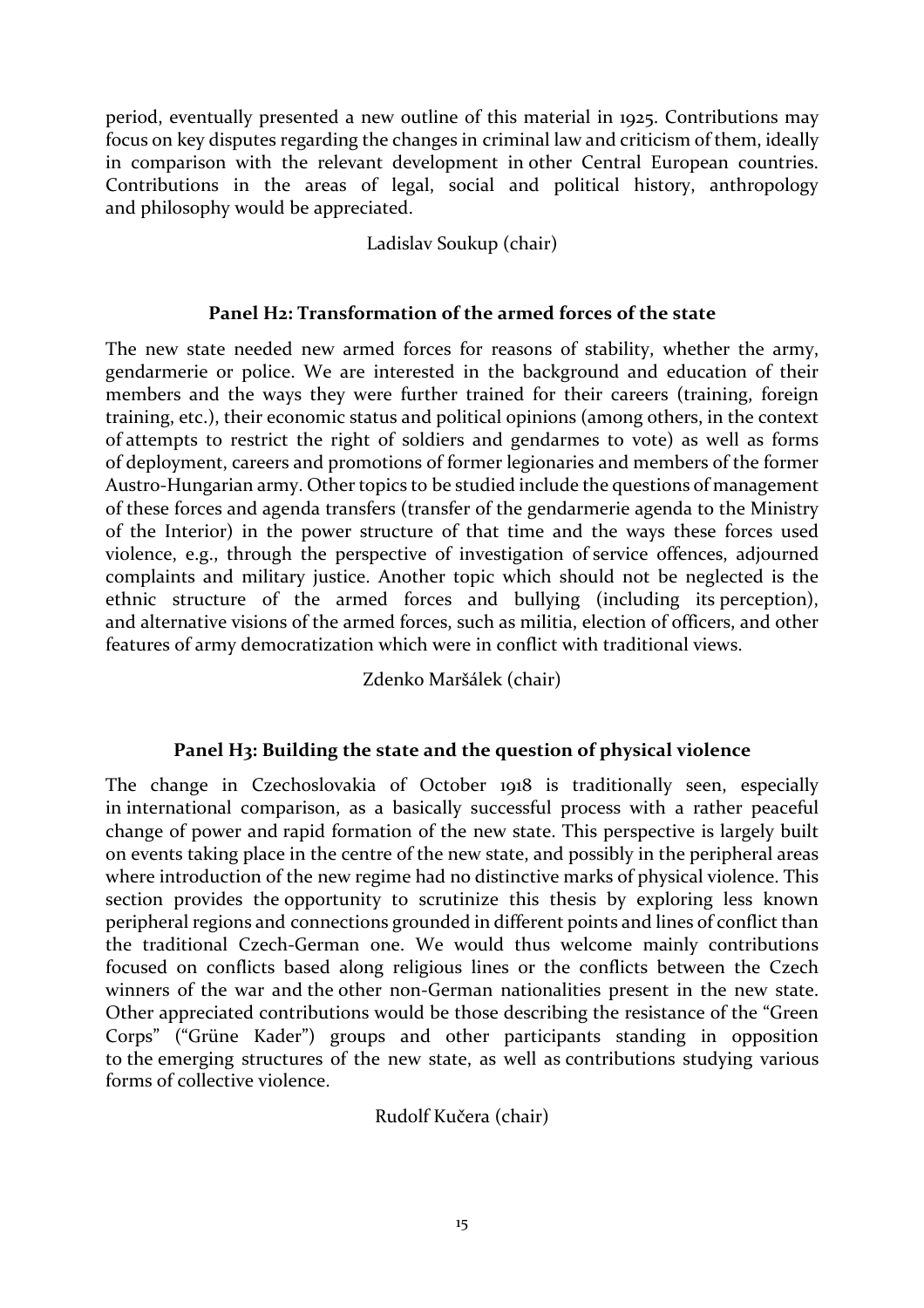period, eventually presented a new outline of this material in 1925. Contributions may focus on key disputes regarding the changes in criminal law and criticism of them, ideally in comparison with the relevant development in other Central European countries. Contributions in the areas of legal, social and political history, anthropology and philosophy would be appreciated.

Ladislav Soukup (chair)

### Panel H2: Transformation of the armed forces of the state

The new state needed new armed forces for reasons of stability, whether the army, gendarmerie or police. We are interested in the background and education of their members and the ways they were further trained for their careers (training, foreign training, etc.), their economic status and political opinions (among others, in the context of attempts to restrict the right of soldiers and gendarmes to vote) as well as forms of deployment, careers and promotions of former legionaries and members of the former Austro-Hungarian army. Other topics to be studied include the questions of management of these forces and agenda transfers (transfer of the gendarmerie agenda to the Ministry of the Interior) in the power structure of that time and the ways these forces used violence, e.g., through the perspective of investigation of service offences, adjourned complaints and military justice. Another topic which should not be neglected is the ethnic structure of the armed forces and bullying (including its perception), and alternative visions of the armed forces, such as militia, election of officers, and other features of army democratization which were in conflict with traditional views.

Zdenko Maršálek (chair)

### Panel H3: Building the state and the question of physical violence

The change in Czechoslovakia of October 1918 is traditionally seen, especially in international comparison, as a basically successful process with a rather peaceful change of power and rapid formation of the new state. This perspective is largely built on events taking place in the centre of the new state, and possibly in the peripheral areas where introduction of the new regime had no distinctive marks of physical violence. This section provides the opportunity to scrutinize this thesis by exploring less known peripheral regions and connections grounded in different points and lines of conflict than the traditional Czech-German one. We would thus welcome mainly contributions focused on conflicts based along religious lines or the conflicts between the Czech winners of the war and the other non-German nationalities present in the new state. Other appreciated contributions would be those describing the resistance of the "Green Corps" ("Grüne Kader") groups and other participants standing in opposition to the emerging structures of the new state, as well as contributions studying various forms of collective violence.

Rudolf Kučera (chair)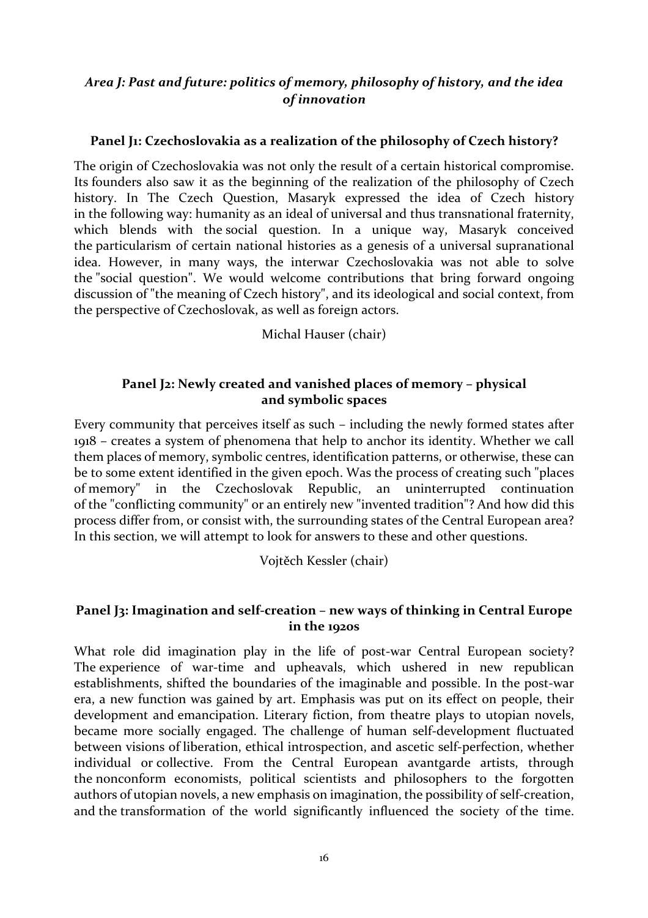## *Area J: Past and future: politics of memory, philosophy of history, and the idea of innovation*

### Panel J1: Czechoslovakia as a realization of the philosophy of Czech history?

The origin of Czechoslovakia was not only the result of a certain historical compromise. Its founders also saw it as the beginning of the realization of the philosophy of Czech history. In The Czech Question, Masaryk expressed the idea of Czech history in the following way: humanity as an ideal of universal and thus transnational fraternity, which blends with the social question. In a unique way, Masaryk conceived the particularism of certain national histories as a genesis of a universal supranational idea. However, in many ways, the interwar Czechoslovakia was not able to solve the "social question". We would welcome contributions that bring forward ongoing discussion of "the meaning of Czech history", and its ideological and social context, from the perspective of Czechoslovak, as well as foreign actors.

Michal Hauser (chair)

### Panel J2: Newly created and vanished places of memory – physical and symbolic spaces

Every community that perceives itself as such – including the newly formed states after 1918 – creates a system of phenomena that help to anchor its identity. Whether we call them places of memory, symbolic centres, identification patterns, or otherwise, these can be to some extent identified in the given epoch. Was the process of creating such "places of memory" in the Czechoslovak Republic, an uninterrupted continuation of the "conflicting community" or an entirely new "invented tradition"? And how did this process differ from, or consist with, the surrounding states of the Central European area? In this section, we will attempt to look for answers to these and other questions.

Vojtěch Kessler (chair)

### Panel J3: Imagination and self-creation – new ways of thinking in Central Europe in the 1920s

What role did imagination play in the life of post-war Central European society? The experience of war-time and upheavals, which ushered in new republican establishments, shifted the boundaries of the imaginable and possible. In the post-war era, a new function was gained by art. Emphasis was put on its effect on people, their development and emancipation. Literary fiction, from theatre plays to utopian novels, became more socially engaged. The challenge of human self-development fluctuated between visions of liberation, ethical introspection, and ascetic self-perfection, whether individual or collective. From the Central European avantgarde artists, through the nonconform economists, political scientists and philosophers to the forgotten authors of utopian novels, a new emphasis on imagination, the possibility of self-creation, and the transformation of the world significantly influenced the society of the time.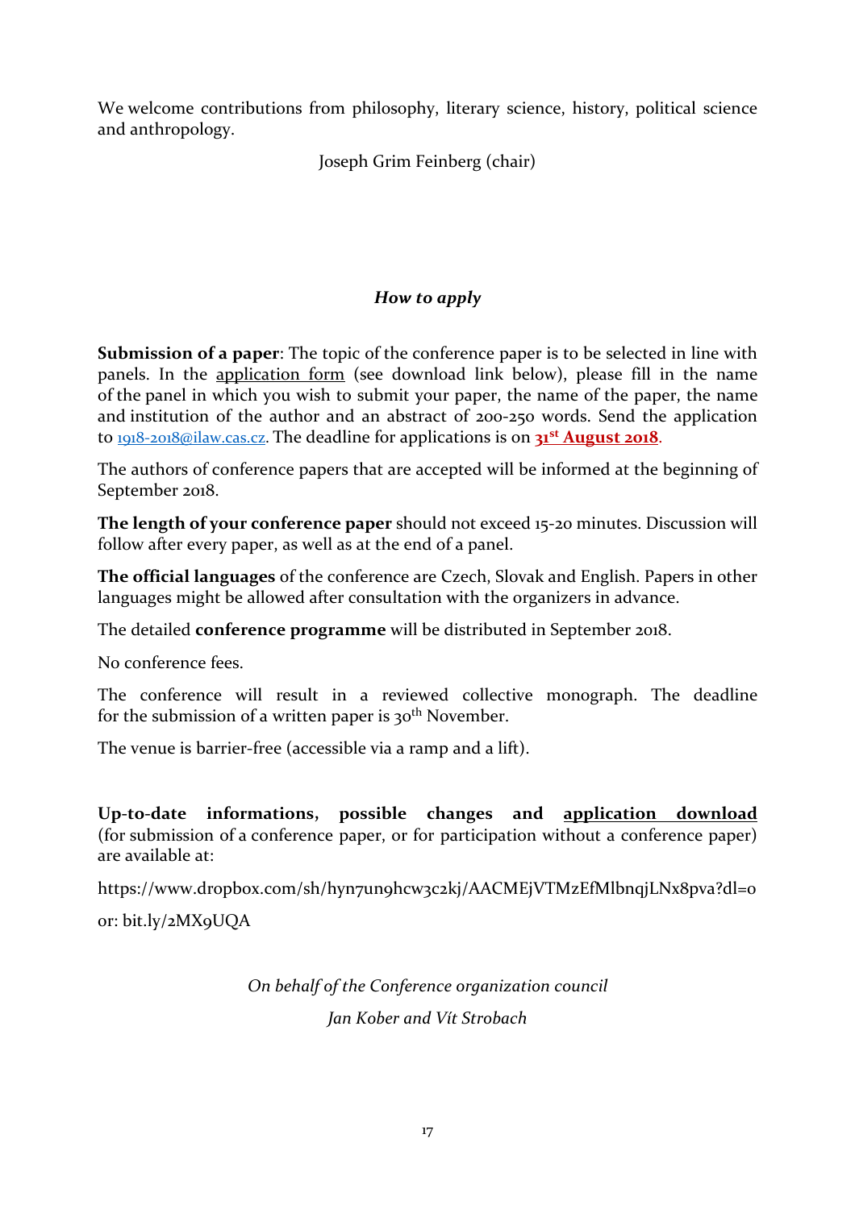We welcome contributions from philosophy, literary science, history, political science and anthropology.

Joseph Grim Feinberg (chair)

## *How to apply*

**Submission of a paper**: The topic of the conference paper is to be selected in line with panels. In the application form (see download link below), please fill in the name of the panel in which you wish to submit your paper, the name of the paper, the name and institution of the author and an abstract of 200-250 words. Send the application to 1918-2018@ilaw.cas.cz. The deadline for applications is on **31st August 2018**.

The authors of conference papers that are accepted will be informed at the beginning of September 2018.

**The length of your conference paper** should not exceed 15-20 minutes. Discussion will follow after every paper, as well as at the end of a panel.

**The official languages** of the conference are Czech, Slovak and English. Papers in other languages might be allowed after consultation with the organizers in advance.

The detailed **conference programme** will be distributed in September 2018.

No conference fees.

The conference will result in a reviewed collective monograph. The deadline for the submission of a written paper is 30th November.

The venue is barrier-free (accessible via a ramp and a lift).

**Up-to-date informations, possible changes and application download** (for submission of a conference paper, or for participation without a conference paper) are available at:

https://www.dropbox.com/sh/hyn7un9hcw3c2kj/AACMEjVTMzEfMlbnqjLNx8pva?dl=0

or: bit.ly/2MX9UQA

*On behalf of the Conference organization council*

*Jan Kober and Vít Strobach*